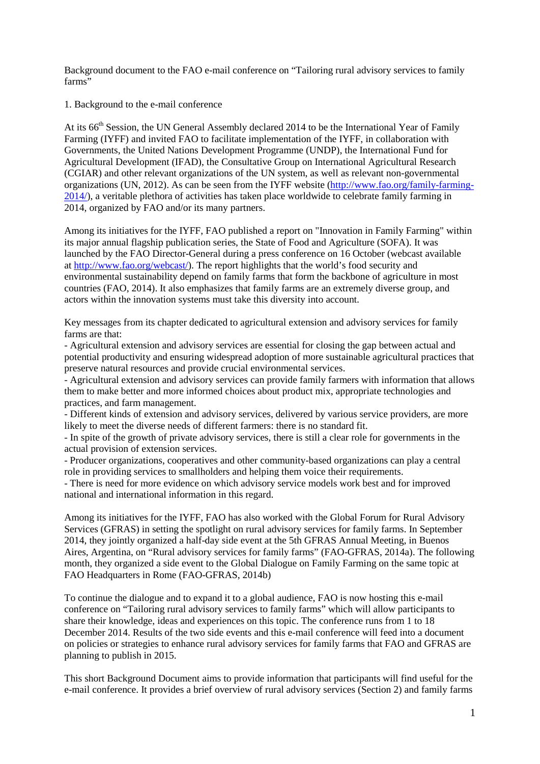Background document to the FAO e-mail conference on "Tailoring rural advisory services to family farms"

## 1. Background to the e-mail conference

At its 66th Session, the UN General Assembly declared 2014 to be the International Year of Family Farming (IYFF) and invited FAO to facilitate implementation of the IYFF, in collaboration with Governments, the United Nations Development Programme (UNDP), the International Fund for Agricultural Development (IFAD), the Consultative Group on International Agricultural Research (CGIAR) and other relevant organizations of the UN system, as well as relevant non-governmental organizations (UN, 2012). As can be seen from the IYFF website (http://www.fao.org/family-farming-2014/), a veritable plethora of activities has taken place worldwide to celebrate family farming in 2014, organized by FAO and/or its many partners.

Among its initiatives for the IYFF, FAO published a report on "Innovation in Family Farming" within its major annual flagship publication series, the State of Food and Agriculture (SOFA). It was launched by the FAO Director-General during a press conference on 16 October (webcast available at http://www.fao.org/webcast/). The report highlights that the world's food security and environmental sustainability depend on family farms that form the backbone of agriculture in most countries (FAO, 2014). It also emphasizes that family farms are an extremely diverse group, and actors within the innovation systems must take this diversity into account.

Key messages from its chapter dedicated to agricultural extension and advisory services for family farms are that:

- Agricultural extension and advisory services are essential for closing the gap between actual and potential productivity and ensuring widespread adoption of more sustainable agricultural practices that preserve natural resources and provide crucial environmental services.
- Agricultural extension and advisory services can provide family farmers with information that allows them to make better and more informed choices about product mix, appropriate technologies and practices, and farm management.
- Different kinds of extension and advisory services, delivered by various service providers, are more likely to meet the diverse needs of different farmers: there is no standard fit.
- In spite of the growth of private advisory services, there is still a clear role for governments in the actual provision of extension services.
- Producer organizations, cooperatives and other community-based organizations can play a central role in providing services to smallholders and helping them voice their requirements.
- There is need for more evidence on which advisory service models work best and for improved national and international information in this regard.

Among its initiatives for the IYFF, FAO has also worked with the Global Forum for Rural Advisory Services (GFRAS) in setting the spotlight on rural advisory services for family farms. In September 2014, they jointly organized a half-day side event at the 5th GFRAS Annual Meeting, in Buenos Aires, Argentina, on "Rural advisory services for family farms" (FAO-GFRAS, 2014a). The following month, they organized a side event to the Global Dialogue on Family Farming on the same topic at FAO Headquarters in Rome (FAO-GFRAS, 2014b)

To continue the dialogue and to expand it to a global audience, FAO is now hosting this e-mail conference on "Tailoring rural advisory services to family farms" which will allow participants to share their knowledge, ideas and experiences on this topic. The conference runs from 1 to 18 December 2014. Results of the two side events and this e-mail conference will feed into a document on policies or strategies to enhance rural advisory services for family farms that FAO and GFRAS are planning to publish in 2015.

This short Background Document aims to provide information that participants will find useful for the e-mail conference. It provides a brief overview of rural advisory services (Section 2) and family farms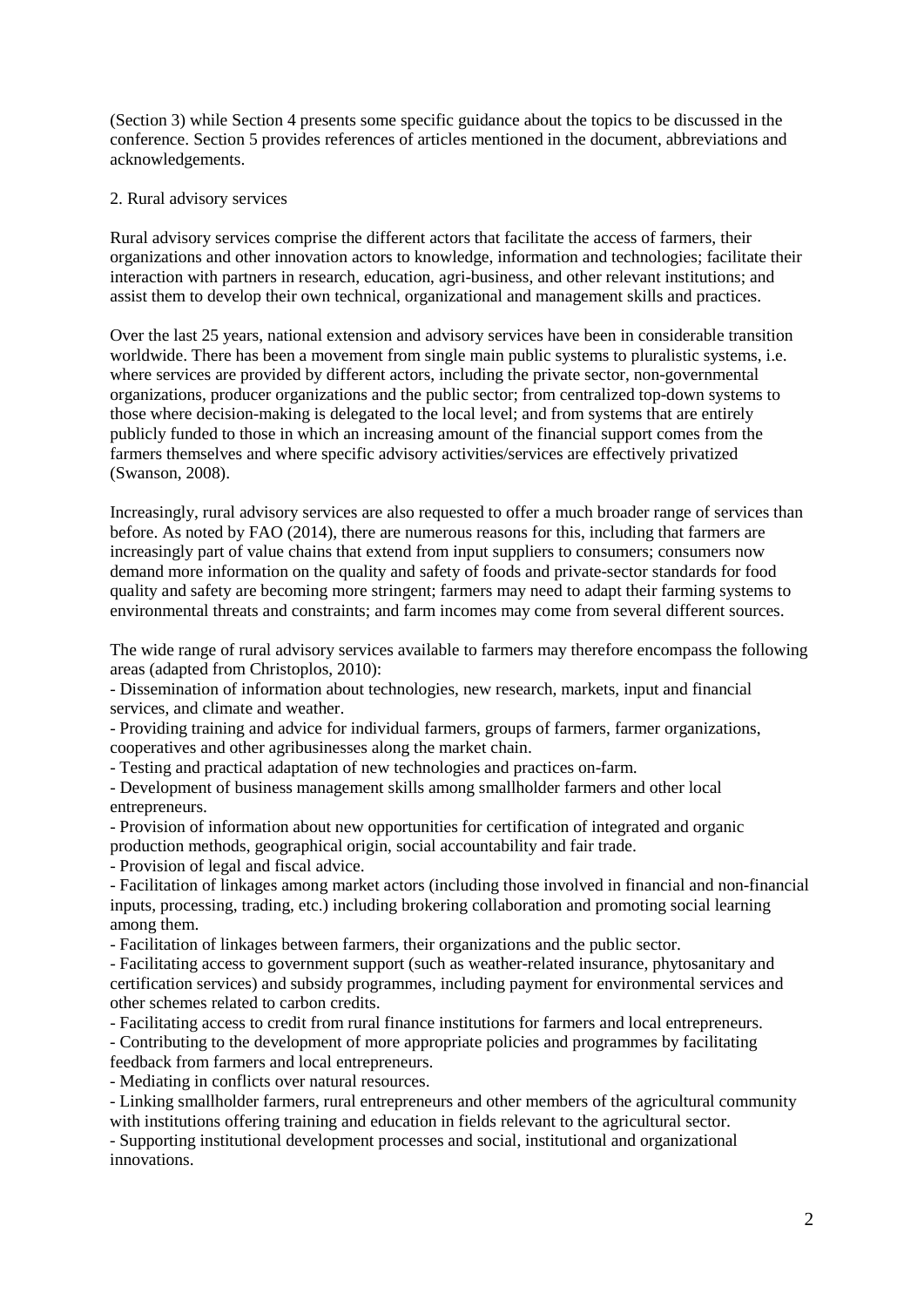(Section 3) while Section 4 presents some specific guidance about the topics to be discussed in the conference. Section 5 provides references of articles mentioned in the document, abbreviations and acknowledgements.

## 2. Rural advisory services

Rural advisory services comprise the different actors that facilitate the access of farmers, their organizations and other innovation actors to knowledge, information and technologies; facilitate their interaction with partners in research, education, agri-business, and other relevant institutions; and assist them to develop their own technical, organizational and management skills and practices.

Over the last 25 years, national extension and advisory services have been in considerable transition worldwide. There has been a movement from single main public systems to pluralistic systems, i.e. where services are provided by different actors, including the private sector, non-governmental organizations, producer organizations and the public sector; from centralized top-down systems to those where decision-making is delegated to the local level; and from systems that are entirely publicly funded to those in which an increasing amount of the financial support comes from the farmers themselves and where specific advisory activities/services are effectively privatized (Swanson, 2008).

Increasingly, rural advisory services are also requested to offer a much broader range of services than before. As noted by FAO (2014), there are numerous reasons for this, including that farmers are increasingly part of value chains that extend from input suppliers to consumers; consumers now demand more information on the quality and safety of foods and private-sector standards for food quality and safety are becoming more stringent; farmers may need to adapt their farming systems to environmental threats and constraints; and farm incomes may come from several different sources.

The wide range of rural advisory services available to farmers may therefore encompass the following areas (adapted from Christoplos, 2010):

- Dissemination of information about technologies, new research, markets, input and financial services, and climate and weather.
- Providing training and advice for individual farmers, groups of farmers, farmer organizations, cooperatives and other agribusinesses along the market chain.
- Testing and practical adaptation of new technologies and practices on-farm.
- Development of business management skills among smallholder farmers and other local entrepreneurs.
- Provision of information about new opportunities for certification of integrated and organic production methods, geographical origin, social accountability and fair trade.
- Provision of legal and fiscal advice.
- Facilitation of linkages among market actors (including those involved in financial and non-financial inputs, processing, trading, etc.) including brokering collaboration and promoting social learning among them.
- Facilitation of linkages between farmers, their organizations and the public sector.
- Facilitating access to government support (such as weather-related insurance, phytosanitary and certification services) and subsidy programmes, including payment for environmental services and other schemes related to carbon credits.
- Facilitating access to credit from rural finance institutions for farmers and local entrepreneurs.
- Contributing to the development of more appropriate policies and programmes by facilitating feedback from farmers and local entrepreneurs.
- Mediating in conflicts over natural resources.
- Linking smallholder farmers, rural entrepreneurs and other members of the agricultural community with institutions offering training and education in fields relevant to the agricultural sector.
- Supporting institutional development processes and social, institutional and organizational innovations.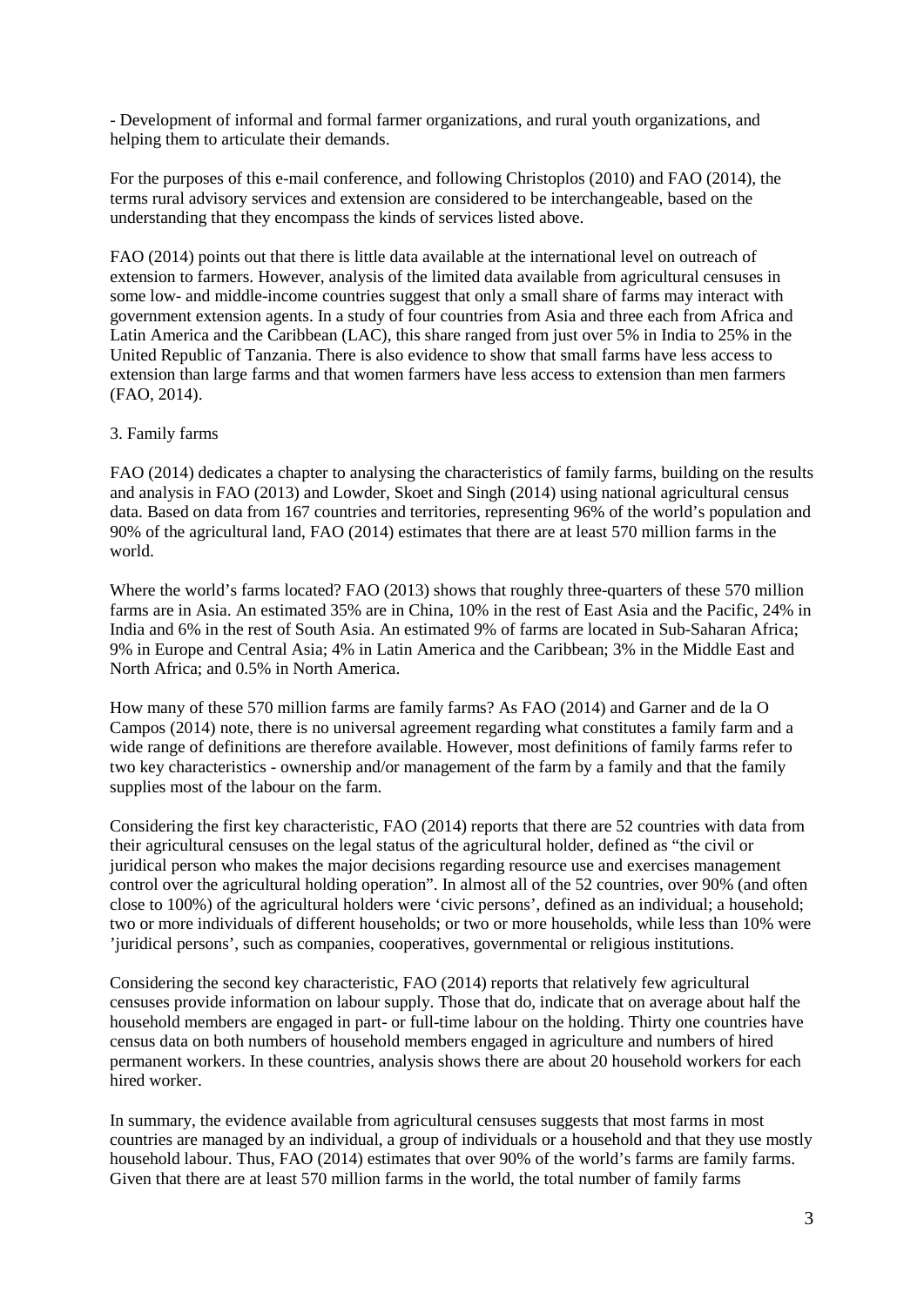- Development of informal and formal farmer organizations, and rural youth organizations, and helping them to articulate their demands.

For the purposes of this e-mail conference, and following Christoplos (2010) and FAO (2014), the terms rural advisory services and extension are considered to be interchangeable, based on the understanding that they encompass the kinds of services listed above.

FAO (2014) points out that there is little data available at the international level on outreach of extension to farmers. However, analysis of the limited data available from agricultural censuses in some low- and middle-income countries suggest that only a small share of farms may interact with government extension agents. In a study of four countries from Asia and three each from Africa and Latin America and the Caribbean (LAC), this share ranged from just over 5% in India to 25% in the United Republic of Tanzania. There is also evidence to show that small farms have less access to extension than large farms and that women farmers have less access to extension than men farmers (FAO, 2014).

3. Family farms

FAO (2014) dedicates a chapter to analysing the characteristics of family farms, building on the results and analysis in FAO (2013) and Lowder, Skoet and Singh (2014) using national agricultural census data. Based on data from 167 countries and territories, representing 96% of the world's population and 90% of the agricultural land, FAO (2014) estimates that there are at least 570 million farms in the world.

Where the world's farms located? FAO (2013) shows that roughly three-quarters of these 570 million farms are in Asia. An estimated 35% are in China, 10% in the rest of East Asia and the Pacific, 24% in India and 6% in the rest of South Asia. An estimated 9% of farms are located in Sub-Saharan Africa; 9% in Europe and Central Asia; 4% in Latin America and the Caribbean; 3% in the Middle East and North Africa; and 0.5% in North America.

How many of these 570 million farms are family farms? As FAO (2014) and Garner and de la O Campos (2014) note, there is no universal agreement regarding what constitutes a family farm and a wide range of definitions are therefore available. However, most definitions of family farms refer to two key characteristics - ownership and/or management of the farm by a family and that the family supplies most of the labour on the farm.

Considering the first key characteristic, FAO (2014) reports that there are 52 countries with data from their agricultural censuses on the legal status of the agricultural holder, defined as "the civil or juridical person who makes the major decisions regarding resource use and exercises management control over the agricultural holding operation". In almost all of the 52 countries, over 90% (and often close to 100%) of the agricultural holders were 'civic persons', defined as an individual; a household; two or more individuals of different households; or two or more households, while less than 10% were 'juridical persons', such as companies, cooperatives, governmental or religious institutions.

Considering the second key characteristic, FAO (2014) reports that relatively few agricultural censuses provide information on labour supply. Those that do, indicate that on average about half the household members are engaged in part- or full-time labour on the holding. Thirty one countries have census data on both numbers of household members engaged in agriculture and numbers of hired permanent workers. In these countries, analysis shows there are about 20 household workers for each hired worker.

In summary, the evidence available from agricultural censuses suggests that most farms in most countries are managed by an individual, a group of individuals or a household and that they use mostly household labour. Thus, FAO (2014) estimates that over 90% of the world's farms are family farms. Given that there are at least 570 million farms in the world, the total number of family farms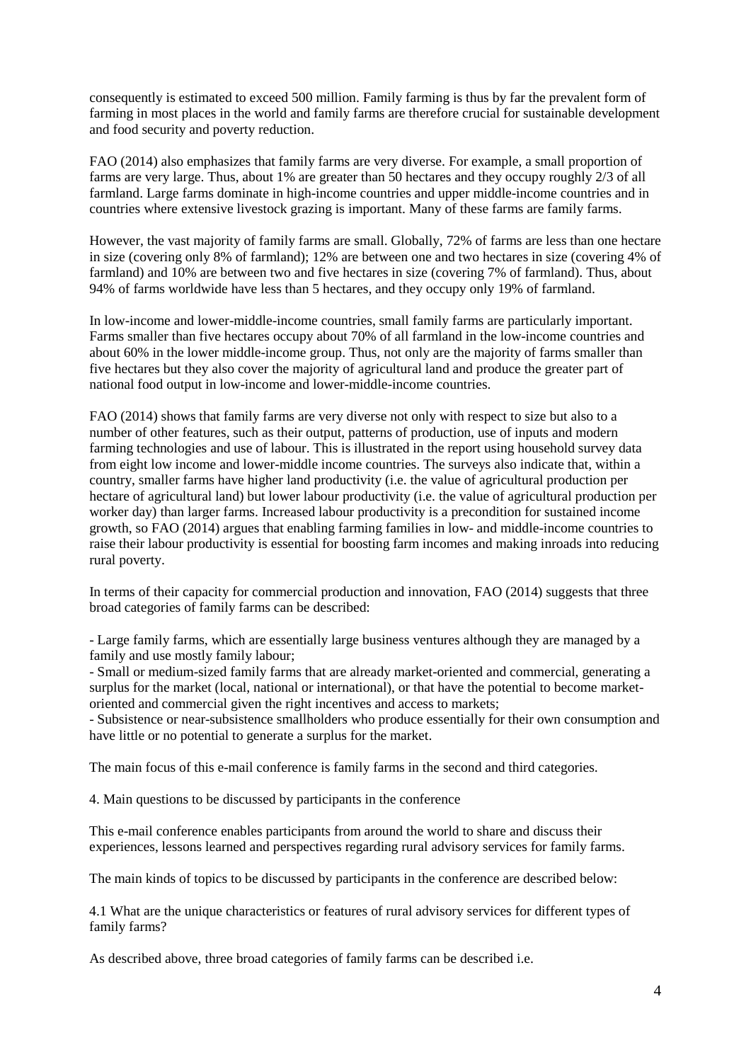consequently is estimated to exceed 500 million. Family farming is thus by far the prevalent form of farming in most places in the world and family farms are therefore crucial for sustainable development and food security and poverty reduction.

FAO (2014) also emphasizes that family farms are very diverse. For example, a small proportion of farms are very large. Thus, about 1% are greater than 50 hectares and they occupy roughly 2/3 of all farmland. Large farms dominate in high-income countries and upper middle-income countries and in countries where extensive livestock grazing is important. Many of these farms are family farms.

However, the vast majority of family farms are small. Globally, 72% of farms are less than one hectare in size (covering only 8% of farmland); 12% are between one and two hectares in size (covering 4% of farmland) and 10% are between two and five hectares in size (covering 7% of farmland). Thus, about 94% of farms worldwide have less than 5 hectares, and they occupy only 19% of farmland.

In low-income and lower-middle-income countries, small family farms are particularly important. Farms smaller than five hectares occupy about 70% of all farmland in the low-income countries and about 60% in the lower middle-income group. Thus, not only are the majority of farms smaller than five hectares but they also cover the majority of agricultural land and produce the greater part of national food output in low-income and lower-middle-income countries.

FAO (2014) shows that family farms are very diverse not only with respect to size but also to a number of other features, such as their output, patterns of production, use of inputs and modern farming technologies and use of labour. This is illustrated in the report using household survey data from eight low income and lower-middle income countries. The surveys also indicate that, within a country, smaller farms have higher land productivity (i.e. the value of agricultural production per hectare of agricultural land) but lower labour productivity (i.e. the value of agricultural production per worker day) than larger farms. Increased labour productivity is a precondition for sustained income growth, so FAO (2014) argues that enabling farming families in low- and middle-income countries to raise their labour productivity is essential for boosting farm incomes and making inroads into reducing rural poverty.

In terms of their capacity for commercial production and innovation, FAO (2014) suggests that three broad categories of family farms can be described:

- Large family farms, which are essentially large business ventures although they are managed by a family and use mostly family labour;
- Small or medium-sized family farms that are already market-oriented and commercial, generating a surplus for the market (local, national or international), or that have the potential to become market-oriented and commercial given the right incentives and access to markets;
- Subsistence or near-subsistence smallholders who produce essentially for their own consumption and have little or no potential to generate a surplus for the market.

The main focus of this e-mail conference is family farms in the second and third categories.

## 4. Main questions to be discussed by participants in the conference

This e-mail conference enables participants from around the world to share and discuss their experiences, lessons learned and perspectives regarding rural advisory services for family farms.

The main kinds of topics to be discussed by participants in the conference are described below:

### 4.1 What are the unique characteristics or features of rural advisory services for different types of family farms?

As described above, three broad categories of family farms can be described i.e.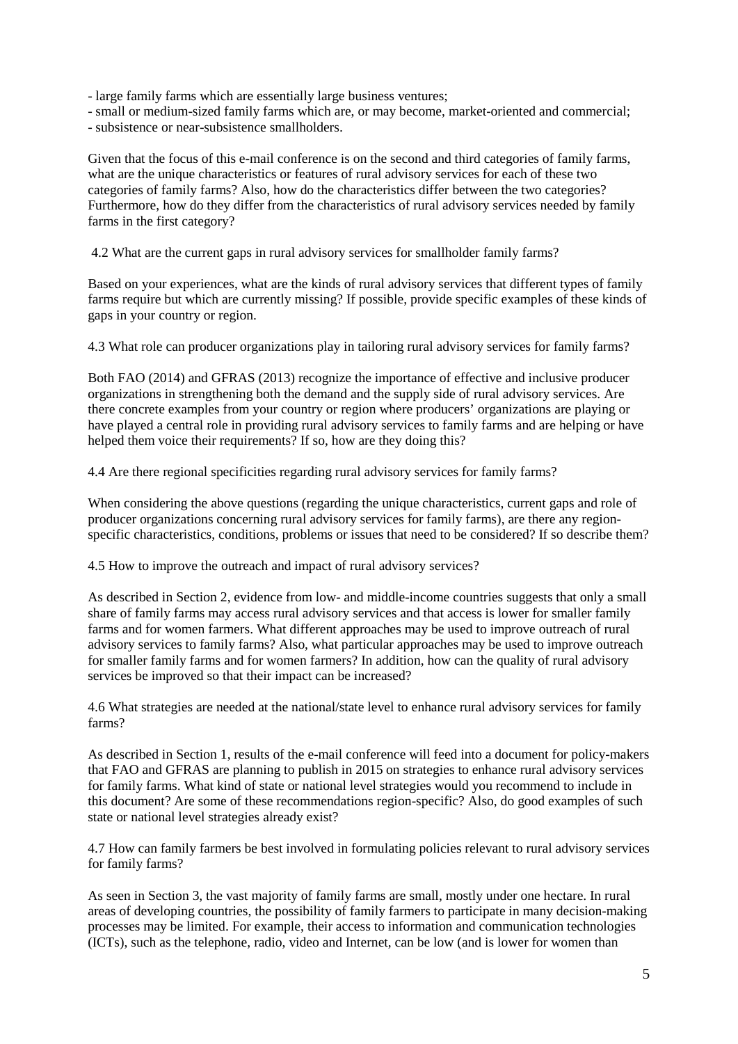- large family farms which are essentially large business ventures;
- small or medium-sized family farms which are, or may become, market-oriented and commercial;
- subsistence or near-subsistence smallholders.

Given that the focus of this e-mail conference is on the second and third categories of family farms, what are the unique characteristics or features of rural advisory services for each of these two categories of family farms? Also, how do the characteristics differ between the two categories? Furthermore, how do they differ from the characteristics of rural advisory services needed by family farms in the first category?

4.2 What are the current gaps in rural advisory services for smallholder family farms?

Based on your experiences, what are the kinds of rural advisory services that different types of family farms require but which are currently missing? If possible, provide specific examples of these kinds of gaps in your country or region.

4.3 What role can producer organizations play in tailoring rural advisory services for family farms?

Both FAO (2014) and GFRAS (2013) recognize the importance of effective and inclusive producer organizations in strengthening both the demand and the supply side of rural advisory services. Are there concrete examples from your country or region where producers' organizations are playing or have played a central role in providing rural advisory services to family farms and are helping or have helped them voice their requirements? If so, how are they doing this?

4.4 Are there regional specificities regarding rural advisory services for family farms?

When considering the above questions (regarding the unique characteristics, current gaps and role of producer organizations concerning rural advisory services for family farms), are there any region-specific characteristics, conditions, problems or issues that need to be considered? If so describe them?

4.5 How to improve the outreach and impact of rural advisory services?

As described in Section 2, evidence from low- and middle-income countries suggests that only a small share of family farms may access rural advisory services and that access is lower for smaller family farms and for women farmers. What different approaches may be used to improve outreach of rural advisory services to family farms? Also, what particular approaches may be used to improve outreach for smaller family farms and for women farmers? In addition, how can the quality of rural advisory services be improved so that their impact can be increased?

4.6 What strategies are needed at the national/state level to enhance rural advisory services for family farms?

As described in Section 1, results of the e-mail conference will feed into a document for policy-makers that FAO and GFRAS are planning to publish in 2015 on strategies to enhance rural advisory services for family farms. What kind of state or national level strategies would you recommend to include in this document? Are some of these recommendations region-specific? Also, do good examples of such state or national level strategies already exist?

4.7 How can family farmers be best involved in formulating policies relevant to rural advisory services for family farms?

As seen in Section 3, the vast majority of family farms are small, mostly under one hectare. In rural areas of developing countries, the possibility of family farmers to participate in many decision-making processes may be limited. For example, their access to information and communication technologies (ICTs), such as the telephone, radio, video and Internet, can be low (and is lower for women than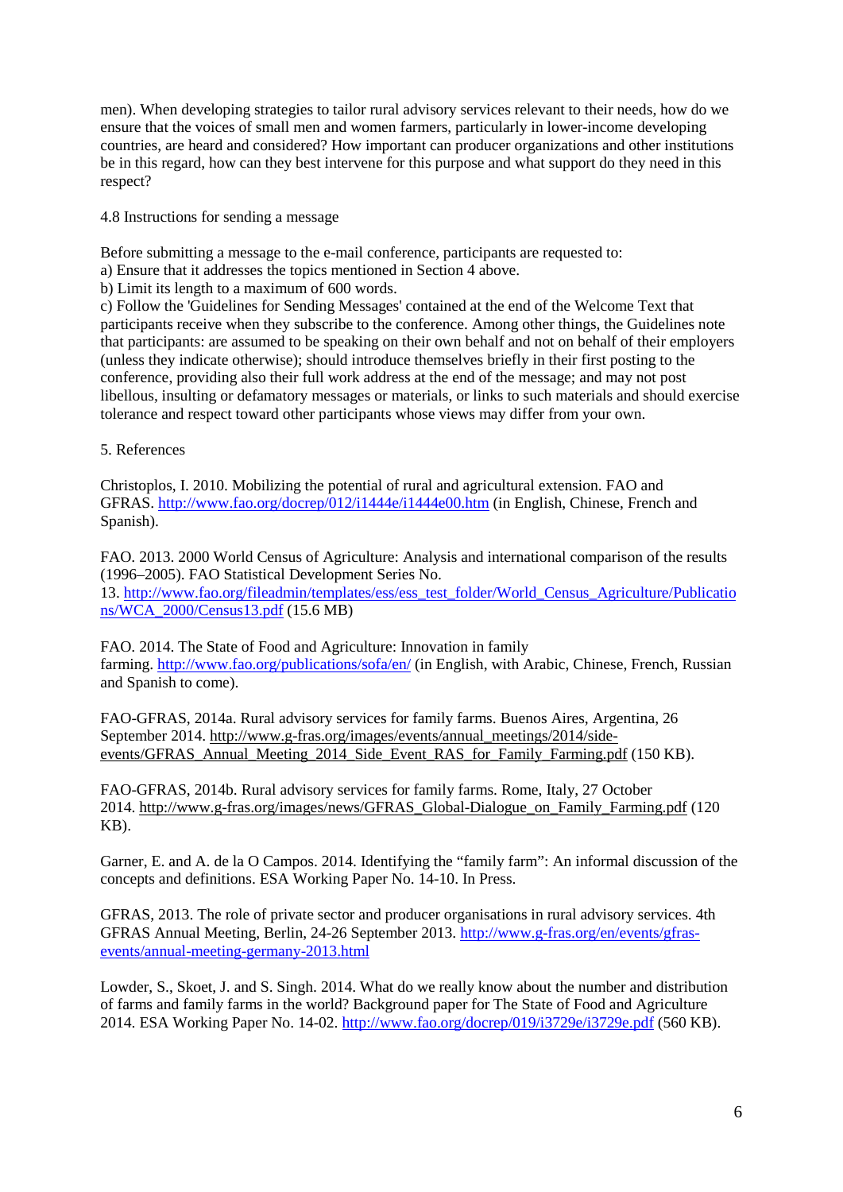men). When developing strategies to tailor rural advisory services relevant to their needs, how do we ensure that the voices of small men and women farmers, particularly in lower-income developing countries, are heard and considered? How important can producer organizations and other institutions be in this regard, how can they best intervene for this purpose and what support do they need in this respect?

### 4.8 Instructions for sending a message

Before submitting a message to the e-mail conference, participants are requested to:

a) Ensure that it addresses the topics mentioned in Section 4 above.

b) Limit its length to a maximum of 600 words.

c) Follow the 'Guidelines for Sending Messages' contained at the end of the Welcome Text that participants receive when they subscribe to the conference. Among other things, the Guidelines note that participants: are assumed to be speaking on their own behalf and not on behalf of their employers (unless they indicate otherwise); should introduce themselves briefly in their first posting to the conference, providing also their full work address at the end of the message; and may not post libellous, insulting or defamatory messages or materials, or links to such materials and should exercise tolerance and respect toward other participants whose views may differ from your own.

## 5. References

Christoplos, I. 2010. Mobilizing the potential of rural and agricultural extension. FAO and GFRAS. http://www.fao.org/docrep/012/i1444e/i1444e00.htm (in English, Chinese, French and Spanish).

FAO. 2013. 2000 World Census of Agriculture: Analysis and international comparison of the results (1996–2005). FAO Statistical Development Series No. 13. http://www.fao.org/fileadmin/templates/ess/ess_test_folder/World_Census_Agriculture/Publications/WCA_2000/Census13.pdf (15.6 MB)

FAO. 2014. The State of Food and Agriculture: Innovation in family farming. http://www.fao.org/publications/sofa/en/ (in English, with Arabic, Chinese, French, Russian and Spanish to come).

FAO-GFRAS, 2014a. Rural advisory services for family farms. Buenos Aires, Argentina, 26 September 2014. http://www.g-fras.org/images/events/annual_meetings/2014/side-events/GFRAS_Annual_Meeting_2014_Side_Event_RAS_for_Family_Farming.pdf (150 KB).

FAO-GFRAS, 2014b. Rural advisory services for family farms. Rome, Italy, 27 October 2014. http://www.g-fras.org/images/news/GFRAS_Global-Dialogue_on_Family_Farming.pdf (120 KB).

Garner, E. and A. de la O Campos. 2014. Identifying the "family farm": An informal discussion of the concepts and definitions. ESA Working Paper No. 14-10. In Press.

GFRAS, 2013. The role of private sector and producer organisations in rural advisory services. 4th GFRAS Annual Meeting, Berlin, 24-26 September 2013. http://www.g-fras.org/en/events/gfras-events/annual-meeting-germany-2013.html

Lowder, S., Skoet, J. and S. Singh. 2014. What do we really know about the number and distribution of farms and family farms in the world? Background paper for The State of Food and Agriculture 2014. ESA Working Paper No. 14-02. http://www.fao.org/docrep/019/i3729e/i3729e.pdf (560 KB).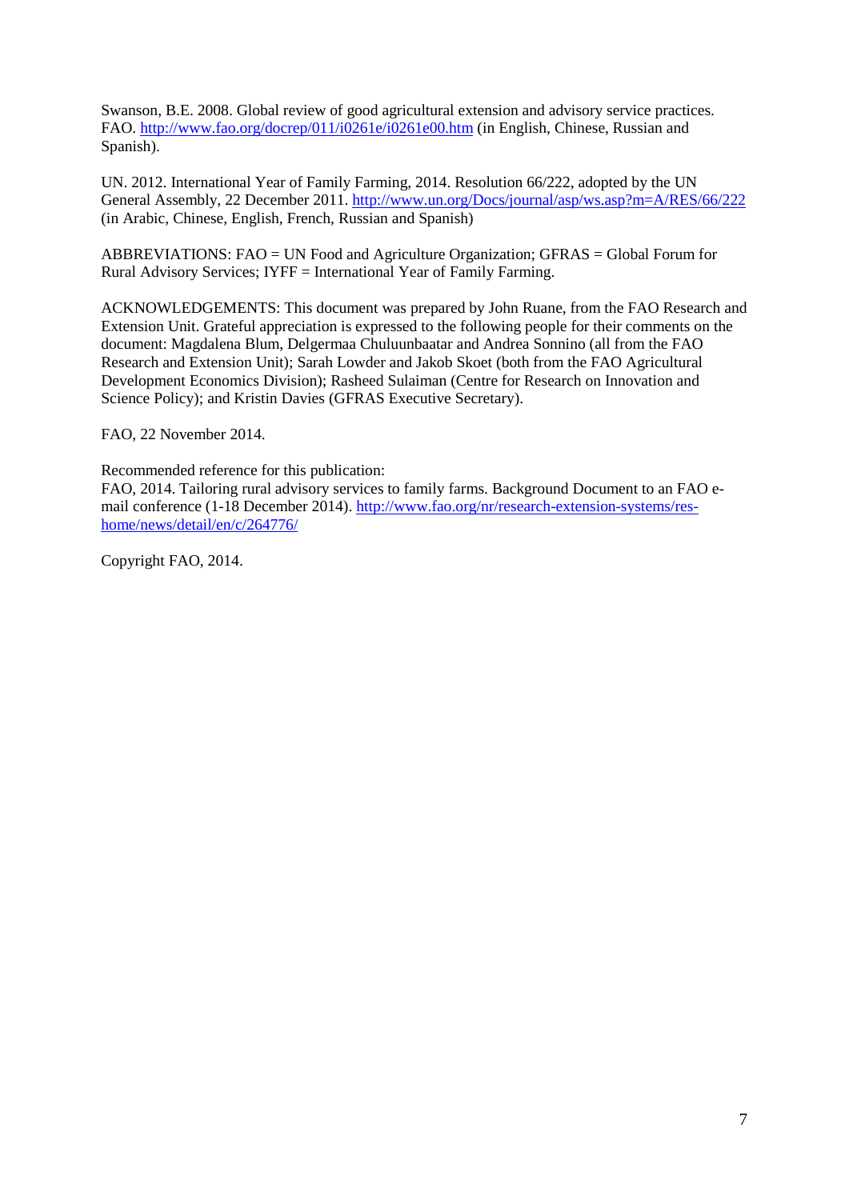Swanson, B.E. 2008. Global review of good agricultural extension and advisory service practices. FAO. http://www.fao.org/docrep/011/i0261e/i0261e00.htm (in English, Chinese, Russian and Spanish).

UN. 2012. International Year of Family Farming, 2014. Resolution 66/222, adopted by the UN General Assembly, 22 December 2011. http://www.un.org/Docs/journal/asp/ws.asp?m=A/RES/66/222 (in Arabic, Chinese, English, French, Russian and Spanish)

ABBREVIATIONS: FAO = UN Food and Agriculture Organization; GFRAS = Global Forum for Rural Advisory Services; IYFF = International Year of Family Farming.

ACKNOWLEDGEMENTS: This document was prepared by John Ruane, from the FAO Research and Extension Unit. Grateful appreciation is expressed to the following people for their comments on the document: Magdalena Blum, Delgermaa Chuluunbaatar and Andrea Sonnino (all from the FAO Research and Extension Unit); Sarah Lowder and Jakob Skoet (both from the FAO Agricultural Development Economics Division); Rasheed Sulaiman (Centre for Research on Innovation and Science Policy); and Kristin Davies (GFRAS Executive Secretary).

FAO, 22 November 2014.

Recommended reference for this publication:
FAO, 2014. Tailoring rural advisory services to family farms. Background Document to an FAO e-mail conference (1-18 December 2014). http://www.fao.org/nr/research-extension-systems/res-home/news/detail/en/c/264776/

Copyright FAO, 2014.